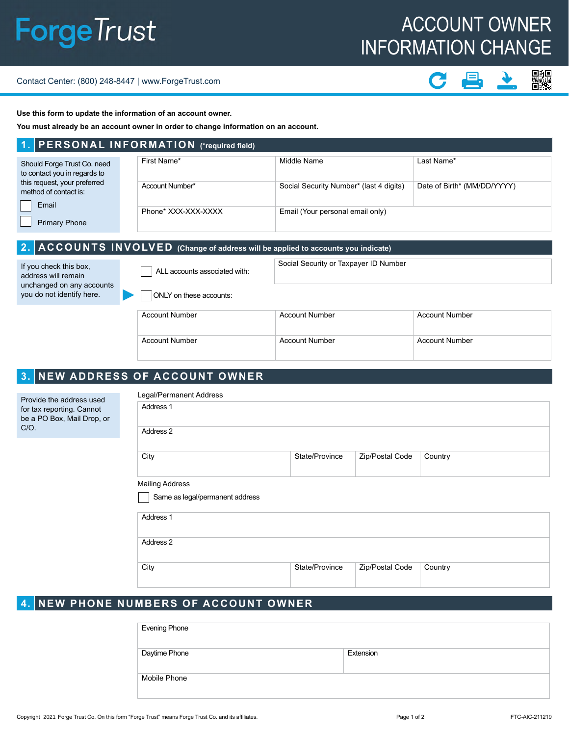# ForgeTrust

# ACCOUNT OWNER INFORMATION CHANGE

Contact Center: (800) 248-8447 | www.ForgeTrust.com

**Use this form to update the information of an account owner.**

**You must already be an account owner in order to change information on an account.**

## 1. PERSONAL INFORMATION (*required field)

Should Forge Trust Co. need to contact you in regards to this request, your preferred method of contact is:

- ☐ Email
- ☐ Primary Phone

| First Name* | Middle Name | Last Name* |
|---|---|---|
| Account Number* | Social Security Number* (last 4 digits) | Date of Birth* (MM/DD/YYYY) |
| Phone* XXX-XXX-XXXX | Email (Your personal email only) | |

## 2. ACCOUNTS INVOLVED (Change of address will be applied to accounts you indicate)

If you check this box, address will remain unchanged on any accounts you do not identify here.

☐ ALL accounts associated with: Social Security or Taxpayer ID Number

☐ ONLY on these accounts:

| Account Number | Account Number | Account Number |
|---|---|---|
| Account Number | Account Number | Account Number |

## 3. NEW ADDRESS OF ACCOUNT OWNER

Provide the address used for tax reporting. Cannot be a PO Box, Mail Drop, or C/O.

Legal/Permanent Address

| Address 1 | | | |
|---|---|---|---|
| Address 2 | | | |
| City | State/Province | Zip/Postal Code | Country |

Mailing Address

☐ Same as legal/permanent address

| Address 1 | | | |
|---|---|---|---|
| Address 2 | | | |
| City | State/Province | Zip/Postal Code | Country |

## 4. NEW PHONE NUMBERS OF ACCOUNT OWNER

| Evening Phone | |
|---|---|
| Daytime Phone | Extension |
| Mobile Phone | |

Copyright 2021 Forge Trust Co. On this form "Forge Trust" means Forge Trust Co. and its affiliates.

FTC-AIC-211219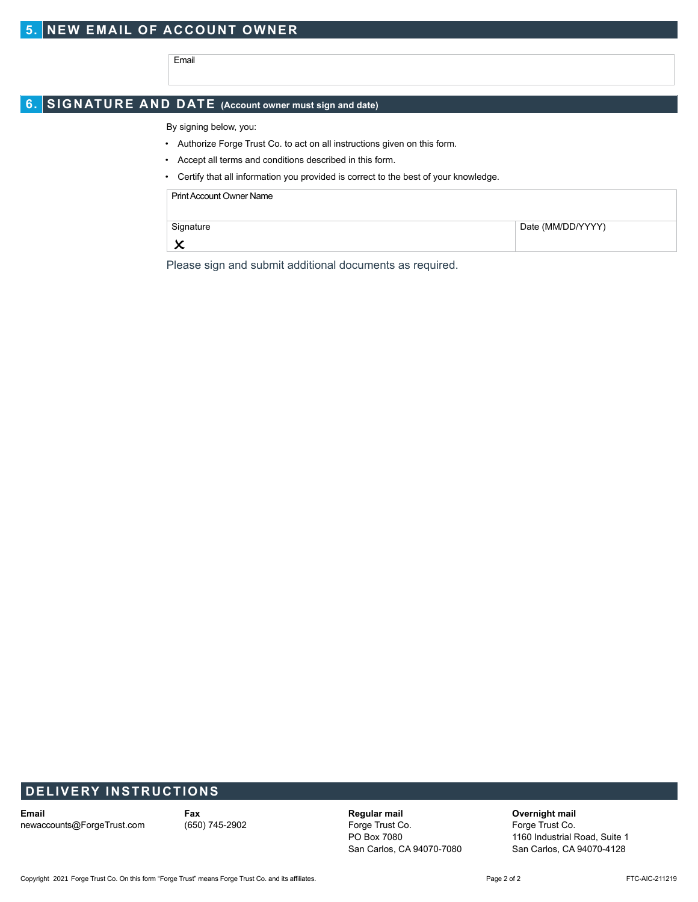## 5. NEW EMAIL OF ACCOUNT OWNER

| Email |
| --- |
| |

## 6. SIGNATURE AND DATE (Account owner must sign and date)

By signing below, you:

- Authorize Forge Trust Co. to act on all instructions given on this form.
- Accept all terms and conditions described in this form.
- Certify that all information you provided is correct to the best of your knowledge.

| Print Account Owner Name | |
| --- | --- |
| Signature<br>✕ | Date (MM/DD/YYYY) |

Please sign and submit additional documents as required.

## DELIVERY INSTRUCTIONS

**Email**
newaccounts@ForgeTrust.com

**Fax**
(650) 745-2902

**Regular mail**
Forge Trust Co.
PO Box 7080
San Carlos, CA 94070-7080

**Overnight mail**
Forge Trust Co.
1160 Industrial Road, Suite 1
San Carlos, CA 94070-4128

Copyright 2021 Forge Trust Co. On this form "Forge Trust" means Forge Trust Co. and its affiliates.

FTC-AIC-211219